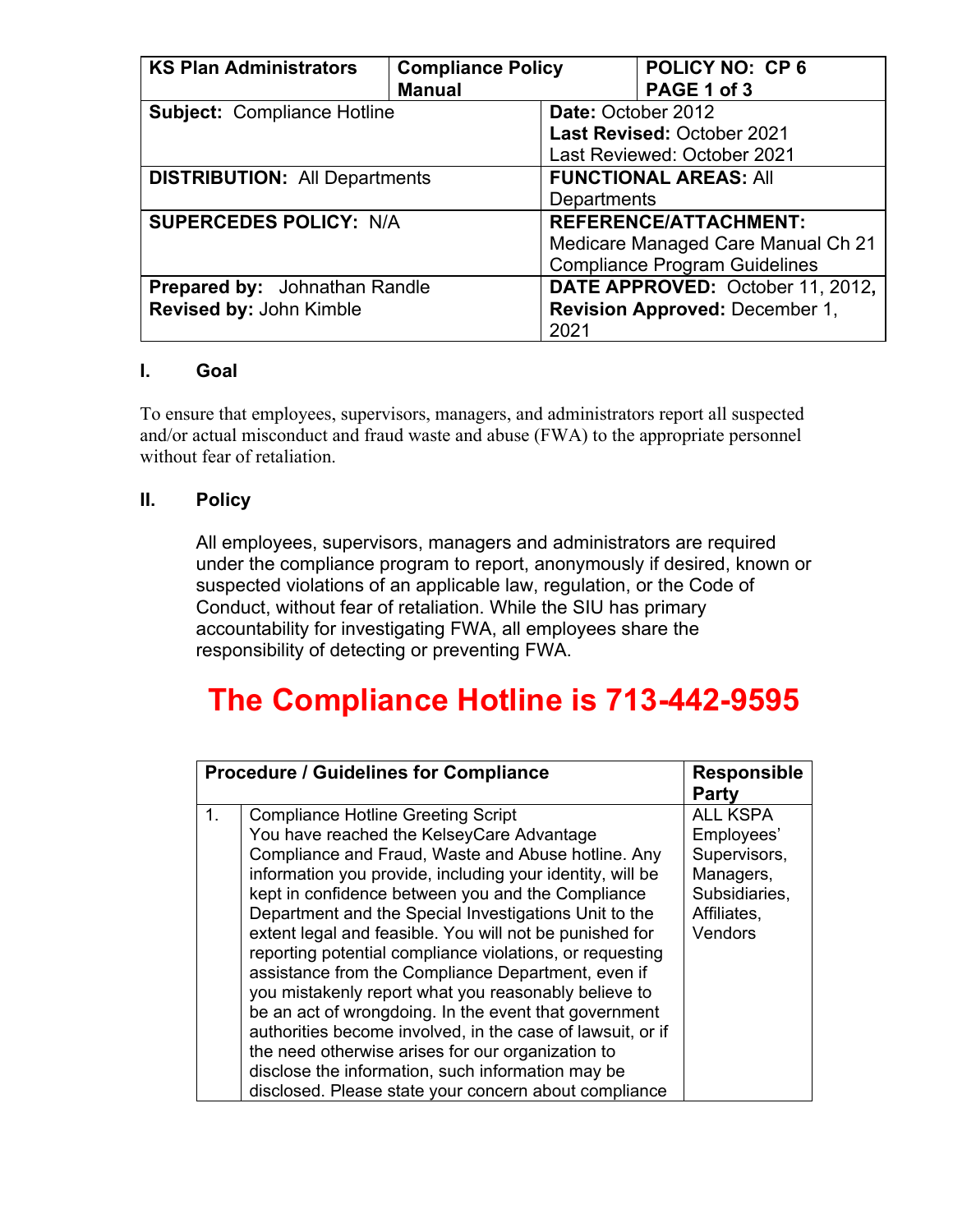| KS Plan Administrators | Compliance Policy Manual | POLICY NO: CP 6 PAGE 1 of 3 |
|---|---|---|
| **Subject:** Compliance Hotline | | **Date:** October 2012 **Last Revised:** October 2021 Last Reviewed: October 2021 |
| **DISTRIBUTION:** All Departments | | **FUNCTIONAL AREAS:** All Departments |
| **SUPERCEDES POLICY:** N/A | | **REFERENCE/ATTACHMENT:** Medicare Managed Care Manual Ch 21 Compliance Program Guidelines |
| **Prepared by:** Johnathan Randle **Revised by:** John Kimble | | **DATE APPROVED:** October 11, 2012, **Revision Approved:** December 1, 2021 |

## I. Goal

To ensure that employees, supervisors, managers, and administrators report all suspected and/or actual misconduct and fraud waste and abuse (FWA) to the appropriate personnel without fear of retaliation.

## II. Policy

All employees, supervisors, managers and administrators are required under the compliance program to report, anonymously if desired, known or suspected violations of an applicable law, regulation, or the Code of Conduct, without fear of retaliation. While the SIU has primary accountability for investigating FWA, all employees share the responsibility of detecting or preventing FWA.

# The Compliance Hotline is 713-442-9595

| Procedure / Guidelines for Compliance | | Responsible Party |
|---|---|---|
| 1. | Compliance Hotline Greeting Script You have reached the KelseyCare Advantage Compliance and Fraud, Waste and Abuse hotline. Any information you provide, including your identity, will be kept in confidence between you and the Compliance Department and the Special Investigations Unit to the extent legal and feasible. You will not be punished for reporting potential compliance violations, or requesting assistance from the Compliance Department, even if you mistakenly report what you reasonably believe to be an act of wrongdoing. In the event that government authorities become involved, in the case of lawsuit, or if the need otherwise arises for our organization to disclose the information, such information may be disclosed. Please state your concern about compliance | ALL KSPA Employees' Supervisors, Managers, Subsidiaries, Affiliates, Vendors |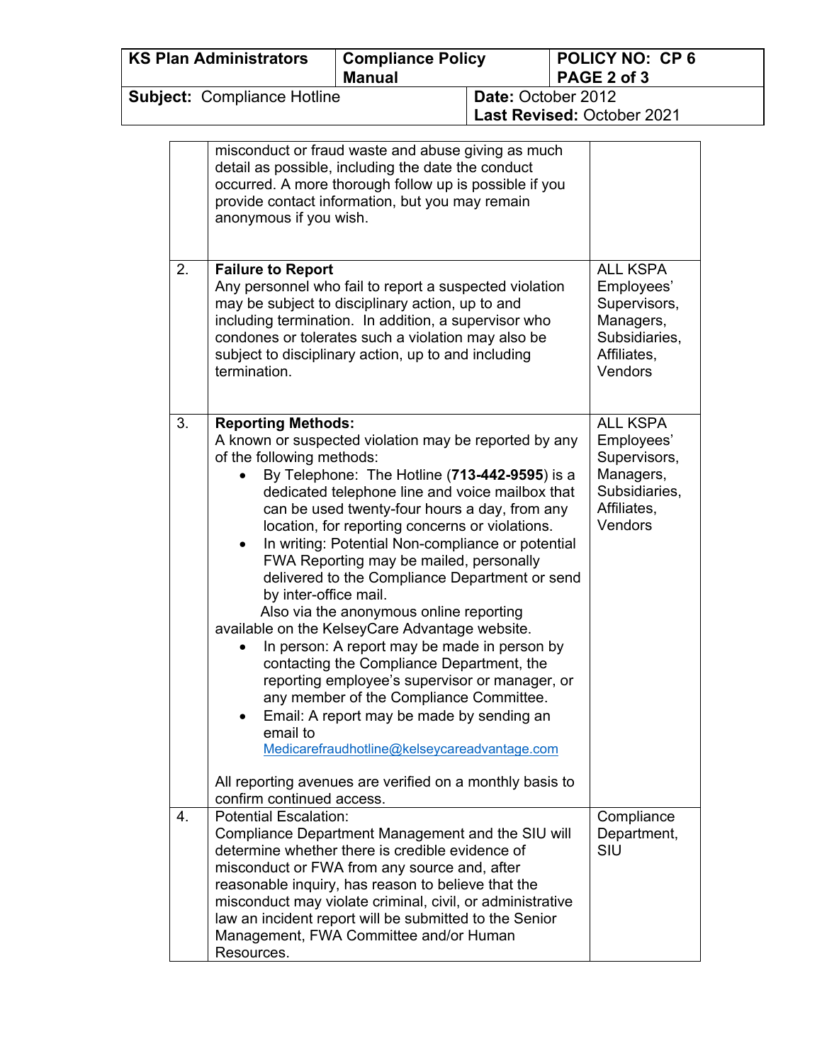| KS Plan Administrators | Compliance Policy Manual | POLICY NO: CP 6 PAGE 2 of 3 |
|---|---|---|
| **Subject:** Compliance Hotline | **Date:** October 2012 **Last Revised:** October 2021 | |

| | | |
|---|---|---|
| | misconduct or fraud waste and abuse giving as much detail as possible, including the date the conduct occurred. A more thorough follow up is possible if you provide contact information, but you may remain anonymous if you wish. | |
| 2. | **Failure to Report**<br>Any personnel who fail to report a suspected violation may be subject to disciplinary action, up to and including termination. In addition, a supervisor who condones or tolerates such a violation may also be subject to disciplinary action, up to and including termination. | ALL KSPA Employees' Supervisors, Managers, Subsidiaries, Affiliates, Vendors |
| 3. | **Reporting Methods:**<br>A known or suspected violation may be reported by any of the following methods:<br>• By Telephone: The Hotline (**713-442-9595**) is a dedicated telephone line and voice mailbox that can be used twenty-four hours a day, from any location, for reporting concerns or violations.<br>• In writing: Potential Non-compliance or potential FWA Reporting may be mailed, personally delivered to the Compliance Department or send by inter-office mail.<br>Also via the anonymous online reporting available on the KelseyCare Advantage website.<br>• In person: A report may be made in person by contacting the Compliance Department, the reporting employee's supervisor or manager, or any member of the Compliance Committee.<br>• Email: A report may be made by sending an email to Medicarefraudhotline@kelseycareadvantage.com<br><br>All reporting avenues are verified on a monthly basis to confirm continued access. | ALL KSPA Employees' Supervisors, Managers, Subsidiaries, Affiliates, Vendors |
| 4. | Potential Escalation:<br>Compliance Department Management and the SIU will determine whether there is credible evidence of misconduct or FWA from any source and, after reasonable inquiry, has reason to believe that the misconduct may violate criminal, civil, or administrative law an incident report will be submitted to the Senior Management, FWA Committee and/or Human Resources. | Compliance Department, SIU |